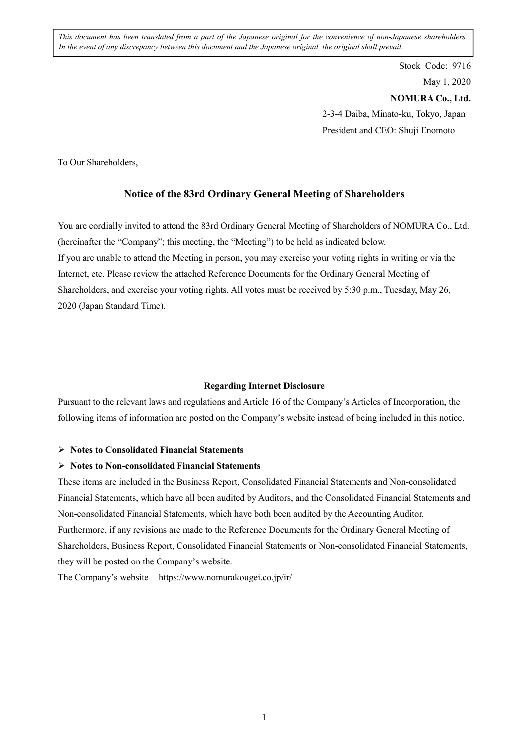*This document has been translated from a part of the Japanese original for the convenience of non-Japanese shareholders. In the event of any discrepancy between this document and the Japanese original, the original shall prevail.*

Stock Code: 9716

May 1, 2020

**NOMURA Co., Ltd.**

2-3-4 Daiba, Minato-ku, Tokyo, Japan

President and CEO: Shuji Enomoto

To Our Shareholders,

## Notice of the 83rd Ordinary General Meeting of Shareholders

You are cordially invited to attend the 83rd Ordinary General Meeting of Shareholders of NOMURA Co., Ltd. (hereinafter the "Company"; this meeting, the "Meeting") to be held as indicated below.

If you are unable to attend the Meeting in person, you may exercise your voting rights in writing or via the Internet, etc. Please review the attached Reference Documents for the Ordinary General Meeting of Shareholders, and exercise your voting rights. All votes must be received by 5:30 p.m., Tuesday, May 26, 2020 (Japan Standard Time).

### Regarding Internet Disclosure

Pursuant to the relevant laws and regulations and Article 16 of the Company's Articles of Incorporation, the following items of information are posted on the Company's website instead of being included in this notice.

- **Notes to Consolidated Financial Statements**
- **Notes to Non-consolidated Financial Statements**

These items are included in the Business Report, Consolidated Financial Statements and Non-consolidated Financial Statements, which have all been audited by Auditors, and the Consolidated Financial Statements and Non-consolidated Financial Statements, which have both been audited by the Accounting Auditor.

Furthermore, if any revisions are made to the Reference Documents for the Ordinary General Meeting of Shareholders, Business Report, Consolidated Financial Statements or Non-consolidated Financial Statements, they will be posted on the Company's website.

The Company's website https://www.nomurakougei.co.jp/ir/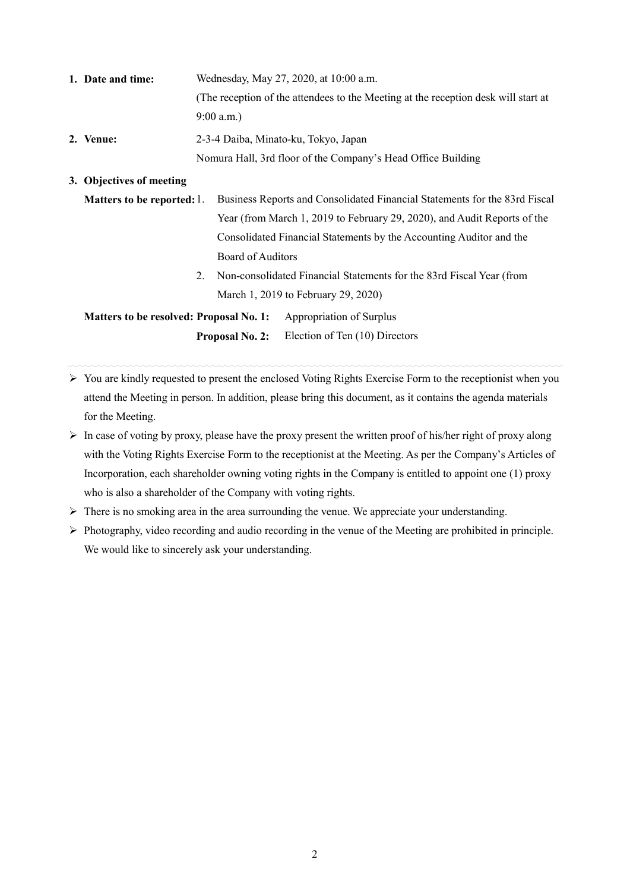**1. Date and time:** Wednesday, May 27, 2020, at 10:00 a.m.
(The reception of the attendees to the Meeting at the reception desk will start at 9:00 a.m.)

**2. Venue:** 2-3-4 Daiba, Minato-ku, Tokyo, Japan
Nomura Hall, 3rd floor of the Company's Head Office Building

**3. Objectives of meeting**

**Matters to be reported:**

1. Business Reports and Consolidated Financial Statements for the 83rd Fiscal Year (from March 1, 2019 to February 29, 2020), and Audit Reports of the Consolidated Financial Statements by the Accounting Auditor and the Board of Auditors
2. Non-consolidated Financial Statements for the 83rd Fiscal Year (from March 1, 2019 to February 29, 2020)

**Matters to be resolved:**

**Proposal No. 1:** Appropriation of Surplus

**Proposal No. 2:** Election of Ten (10) Directors

---

- You are kindly requested to present the enclosed Voting Rights Exercise Form to the receptionist when you attend the Meeting in person. In addition, please bring this document, as it contains the agenda materials for the Meeting.
- In case of voting by proxy, please have the proxy present the written proof of his/her right of proxy along with the Voting Rights Exercise Form to the receptionist at the Meeting. As per the Company's Articles of Incorporation, each shareholder owning voting rights in the Company is entitled to appoint one (1) proxy who is also a shareholder of the Company with voting rights.
- There is no smoking area in the area surrounding the venue. We appreciate your understanding.
- Photography, video recording and audio recording in the venue of the Meeting are prohibited in principle. We would like to sincerely ask your understanding.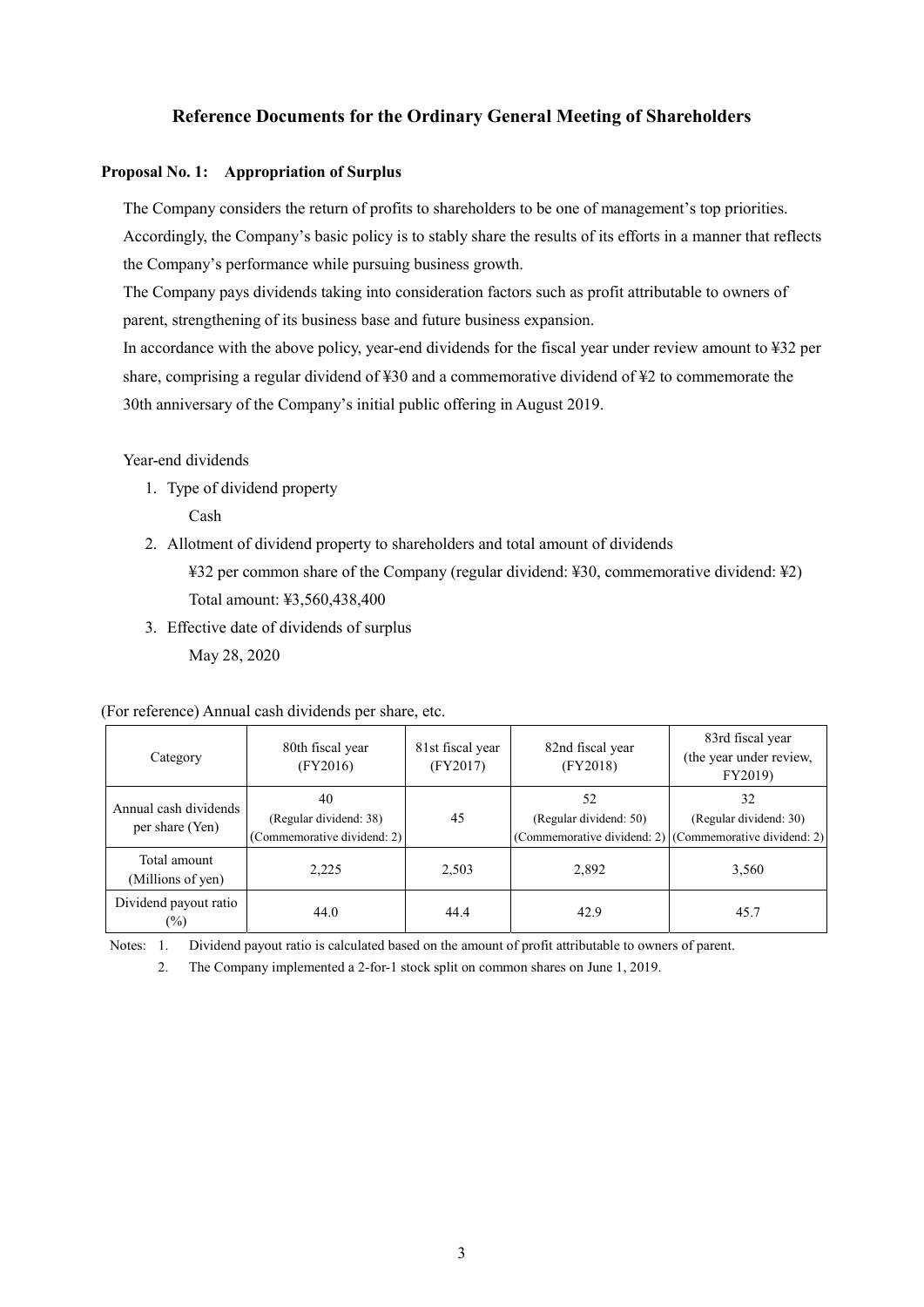# Reference Documents for the Ordinary General Meeting of Shareholders

## Proposal No. 1: Appropriation of Surplus

The Company considers the return of profits to shareholders to be one of management's top priorities. Accordingly, the Company's basic policy is to stably share the results of its efforts in a manner that reflects the Company's performance while pursuing business growth.

The Company pays dividends taking into consideration factors such as profit attributable to owners of parent, strengthening of its business base and future business expansion.

In accordance with the above policy, year-end dividends for the fiscal year under review amount to ¥32 per share, comprising a regular dividend of ¥30 and a commemorative dividend of ¥2 to commemorate the 30th anniversary of the Company's initial public offering in August 2019.

Year-end dividends

1. Type of dividend property
   
   Cash
2. Allotment of dividend property to shareholders and total amount of dividends
   
   ¥32 per common share of the Company (regular dividend: ¥30, commemorative dividend: ¥2)
   
   Total amount: ¥3,560,438,400
3. Effective date of dividends of surplus
   
   May 28, 2020

(For reference) Annual cash dividends per share, etc.

| Category | 80th fiscal year (FY2016) | 81st fiscal year (FY2017) | 82nd fiscal year (FY2018) | 83rd fiscal year (the year under review, FY2019) |
|---|---|---|---|---|
| Annual cash dividends per share (Yen) | 40 (Regular dividend: 38) (Commemorative dividend: 2) | 45 | 52 (Regular dividend: 50) (Commemorative dividend: 2) | 32 (Regular dividend: 30) (Commemorative dividend: 2) |
| Total amount (Millions of yen) | 2,225 | 2,503 | 2,892 | 3,560 |
| Dividend payout ratio (%) | 44.0 | 44.4 | 42.9 | 45.7 |

Notes: 1. Dividend payout ratio is calculated based on the amount of profit attributable to owners of parent.

2. The Company implemented a 2-for-1 stock split on common shares on June 1, 2019.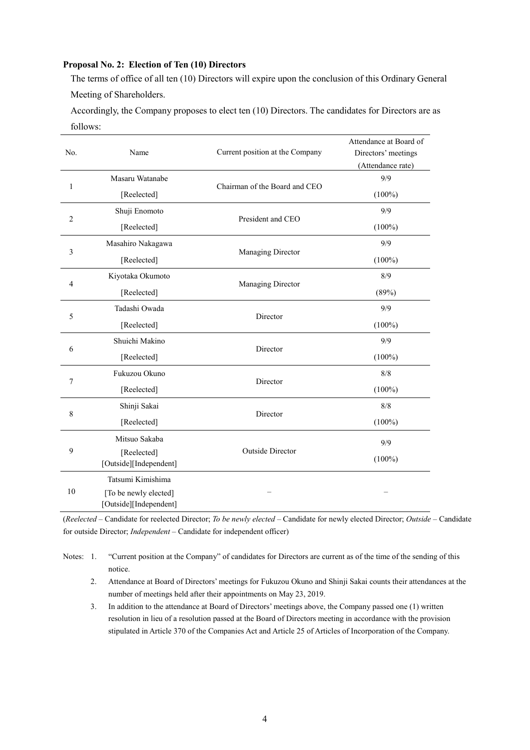**Proposal No. 2: Election of Ten (10) Directors**

The terms of office of all ten (10) Directors will expire upon the conclusion of this Ordinary General Meeting of Shareholders.

Accordingly, the Company proposes to elect ten (10) Directors. The candidates for Directors are as follows:

| No. | Name | Current position at the Company | Attendance at Board of Directors' meetings (Attendance rate) |
|---|---|---|---|
| 1 | Masaru Watanabe [Reelected] | Chairman of the Board and CEO | 9/9 (100%) |
| 2 | Shuji Enomoto [Reelected] | President and CEO | 9/9 (100%) |
| 3 | Masahiro Nakagawa [Reelected] | Managing Director | 9/9 (100%) |
| 4 | Kiyotaka Okumoto [Reelected] | Managing Director | 8/9 (89%) |
| 5 | Tadashi Owada [Reelected] | Director | 9/9 (100%) |
| 6 | Shuichi Makino [Reelected] | Director | 9/9 (100%) |
| 7 | Fukuzou Okuno [Reelected] | Director | 8/8 (100%) |
| 8 | Shinji Sakai [Reelected] | Director | 8/8 (100%) |
| 9 | Mitsuo Sakaba [Reelected] [Outside][Independent] | Outside Director | 9/9 (100%) |
| 10 | Tatsumi Kimishima [To be newly elected] [Outside][Independent] | – | – |

(*Reelected* – Candidate for reelected Director; *To be newly elected* – Candidate for newly elected Director; *Outside* – Candidate for outside Director; *Independent* – Candidate for independent officer)

Notes: 1. "Current position at the Company" of candidates for Directors are current as of the time of the sending of this notice.

2. Attendance at Board of Directors' meetings for Fukuzou Okuno and Shinji Sakai counts their attendances at the number of meetings held after their appointments on May 23, 2019.

3. In addition to the attendance at Board of Directors' meetings above, the Company passed one (1) written resolution in lieu of a resolution passed at the Board of Directors meeting in accordance with the provision stipulated in Article 370 of the Companies Act and Article 25 of Articles of Incorporation of the Company.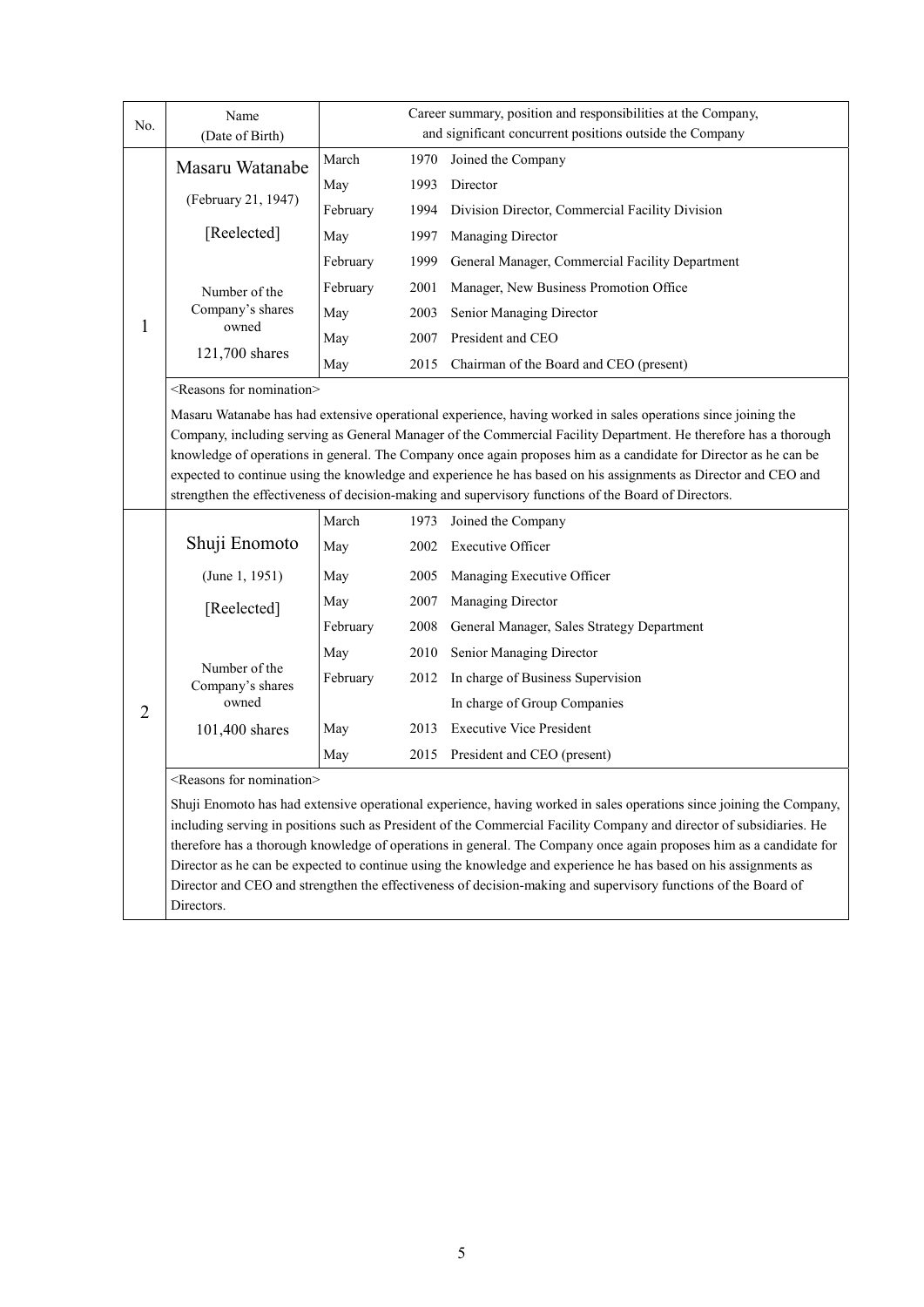| No. | Name (Date of Birth) | Career summary, position and responsibilities at the Company, and significant concurrent positions outside the Company | | |
|---|---|---|---|---|
| 1 | Masaru Watanabe (February 21, 1947) [Reelected] Number of the Company's shares owned 121,700 shares | March | 1970 | Joined the Company |
| | | May | 1993 | Director |
| | | February | 1994 | Division Director, Commercial Facility Division |
| | | May | 1997 | Managing Director |
| | | February | 1999 | General Manager, Commercial Facility Department |
| | | February | 2001 | Manager, New Business Promotion Office |
| | | May | 2003 | Senior Managing Director |
| | | May | 2007 | President and CEO |
| | | May | 2015 | Chairman of the Board and CEO (present) |
| | <Reasons for nomination> Masaru Watanabe has had extensive operational experience, having worked in sales operations since joining the Company, including serving as General Manager of the Commercial Facility Department. He therefore has a thorough knowledge of operations in general. The Company once again proposes him as a candidate for Director as he can be expected to continue using the knowledge and experience he has based on his assignments as Director and CEO and strengthen the effectiveness of decision-making and supervisory functions of the Board of Directors. | | | |
| 2 | Shuji Enomoto (June 1, 1951) [Reelected] Number of the Company's shares owned 101,400 shares | March | 1973 | Joined the Company |
| | | May | 2002 | Executive Officer |
| | | May | 2005 | Managing Executive Officer |
| | | May | 2007 | Managing Director |
| | | February | 2008 | General Manager, Sales Strategy Department |
| | | May | 2010 | Senior Managing Director |
| | | February | 2012 | In charge of Business Supervision |
| | | | | In charge of Group Companies |
| | | May | 2013 | Executive Vice President |
| | | May | 2015 | President and CEO (present) |
| | <Reasons for nomination> Shuji Enomoto has had extensive operational experience, having worked in sales operations since joining the Company, including serving in positions such as President of the Commercial Facility Company and director of subsidiaries. He therefore has a thorough knowledge of operations in general. The Company once again proposes him as a candidate for Director as he can be expected to continue using the knowledge and experience he has based on his assignments as Director and CEO and strengthen the effectiveness of decision-making and supervisory functions of the Board of Directors. | | | |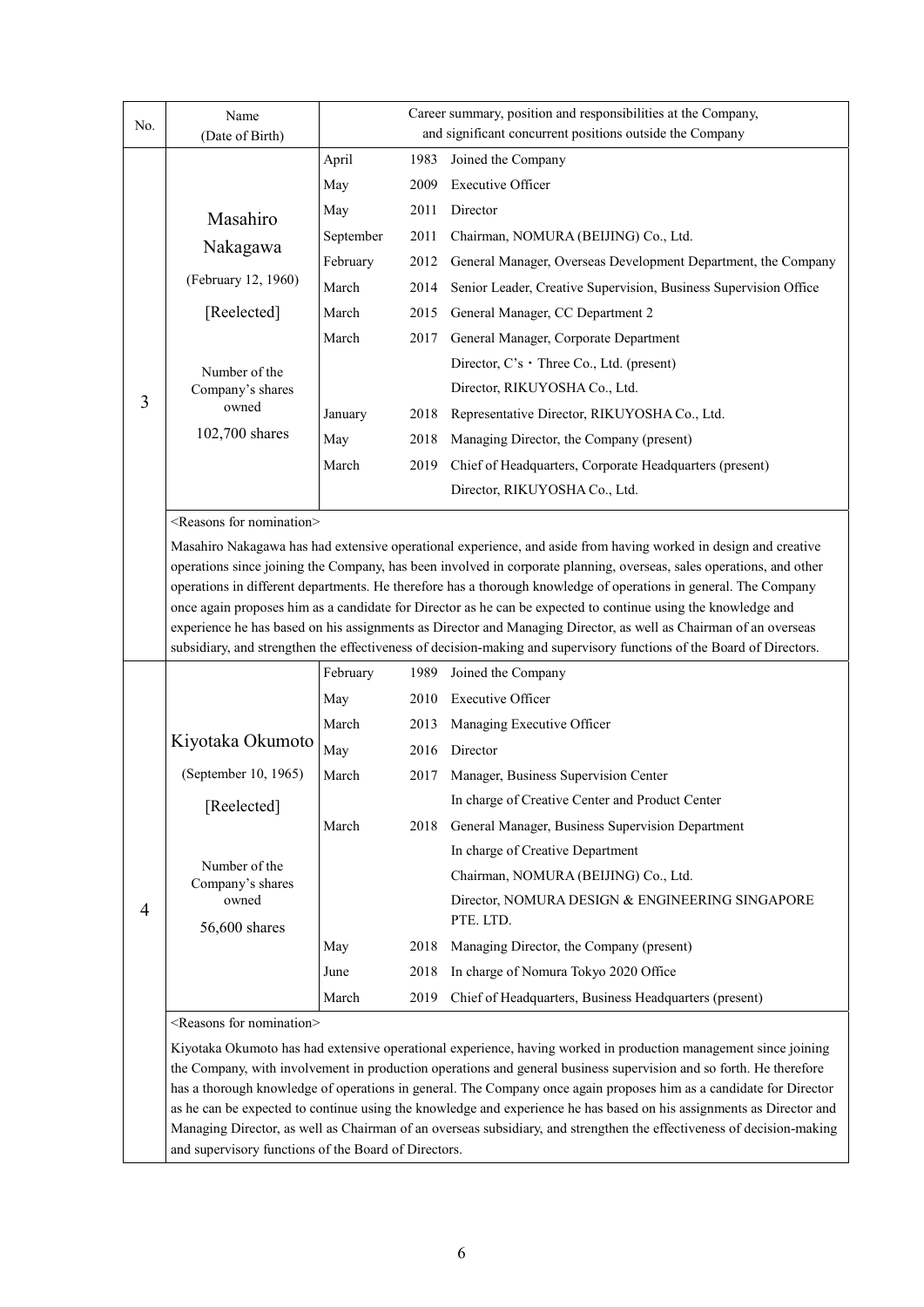| No. | Name (Date of Birth) | Career summary, position and responsibilities at the Company, and significant concurrent positions outside the Company | | |
|---|---|---|---|---|
| 3 | Masahiro Nakagawa<br>(February 12, 1960)<br>[Reelected]<br><br>Number of the Company's shares owned<br>102,700 shares | April | 1983 | Joined the Company |
| | | May | 2009 | Executive Officer |
| | | May | 2011 | Director |
| | | September | 2011 | Chairman, NOMURA (BEIJING) Co., Ltd. |
| | | February | 2012 | General Manager, Overseas Development Department, the Company |
| | | March | 2014 | Senior Leader, Creative Supervision, Business Supervision Office |
| | | March | 2015 | General Manager, CC Department 2 |
| | | March | 2017 | General Manager, Corporate Department |
| | | | | Director, C's・Three Co., Ltd. (present) |
| | | | | Director, RIKUYOSHA Co., Ltd. |
| | | January | 2018 | Representative Director, RIKUYOSHA Co., Ltd. |
| | | May | 2018 | Managing Director, the Company (present) |
| | | March | 2019 | Chief of Headquarters, Corporate Headquarters (present) |
| | | | | Director, RIKUYOSHA Co., Ltd. |
| | <Reasons for nomination><br>Masahiro Nakagawa has had extensive operational experience, and aside from having worked in design and creative operations since joining the Company, has been involved in corporate planning, overseas, sales operations, and other operations in different departments. He therefore has a thorough knowledge of operations in general. The Company once again proposes him as a candidate for Director as he can be expected to continue using the knowledge and experience he has based on his assignments as Director and Managing Director, as well as Chairman of an overseas subsidiary, and strengthen the effectiveness of decision-making and supervisory functions of the Board of Directors. | | | |
| 4 | Kiyotaka Okumoto<br>(September 10, 1965)<br>[Reelected]<br><br>Number of the Company's shares owned<br>56,600 shares | February | 1989 | Joined the Company |
| | | May | 2010 | Executive Officer |
| | | March | 2013 | Managing Executive Officer |
| | | May | 2016 | Director |
| | | March | 2017 | Manager, Business Supervision Center |
| | | | | In charge of Creative Center and Product Center |
| | | March | 2018 | General Manager, Business Supervision Department |
| | | | | In charge of Creative Department |
| | | | | Chairman, NOMURA (BEIJING) Co., Ltd. |
| | | | | Director, NOMURA DESIGN & ENGINEERING SINGAPORE PTE. LTD. |
| | | May | 2018 | Managing Director, the Company (present) |
| | | June | 2018 | In charge of Nomura Tokyo 2020 Office |
| | | March | 2019 | Chief of Headquarters, Business Headquarters (present) |
| | <Reasons for nomination><br>Kiyotaka Okumoto has had extensive operational experience, having worked in production management since joining the Company, with involvement in production operations and general business supervision and so forth. He therefore has a thorough knowledge of operations in general. The Company once again proposes him as a candidate for Director as he can be expected to continue using the knowledge and experience he has based on his assignments as Director and Managing Director, as well as Chairman of an overseas subsidiary, and strengthen the effectiveness of decision-making and supervisory functions of the Board of Directors. | | | |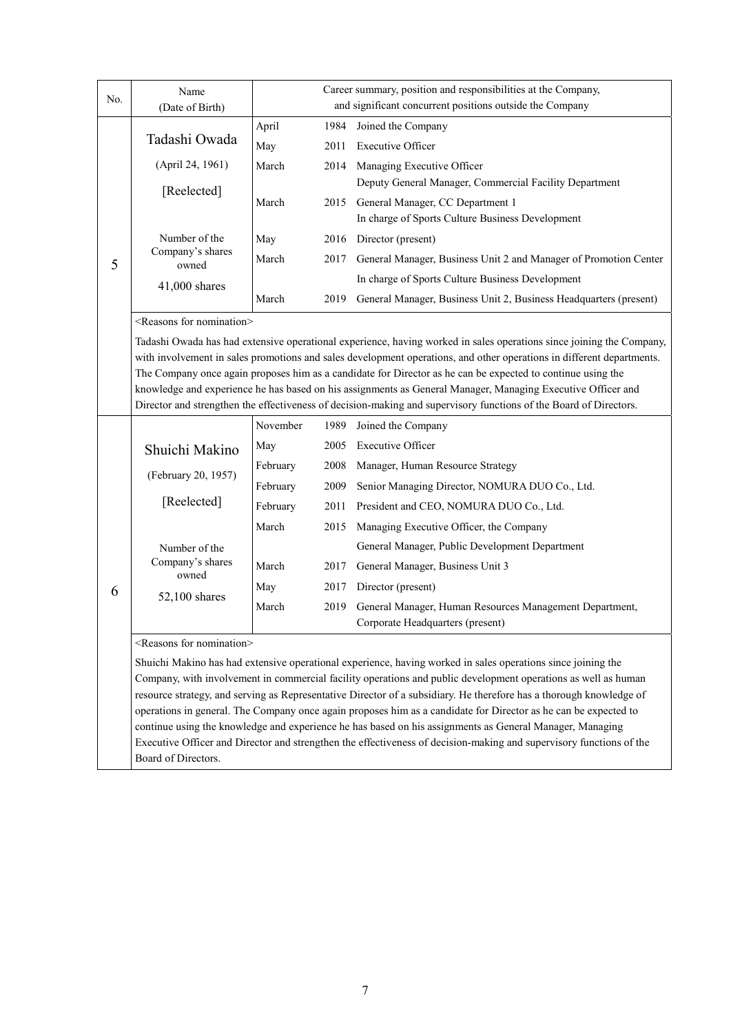| No. | Name (Date of Birth) | Career summary, position and responsibilities at the Company, and significant concurrent positions outside the Company | | |
|---|---|---|---|---|
| 5 | Tadashi Owada (April 24, 1961) [Reelected] Number of the Company's shares owned 41,000 shares | April | 1984 | Joined the Company |
| | | May | 2011 | Executive Officer |
| | | March | 2014 | Managing Executive Officer<br>Deputy General Manager, Commercial Facility Department |
| | | March | 2015 | General Manager, CC Department 1<br>In charge of Sports Culture Business Development |
| | | May | 2016 | Director (present) |
| | | March | 2017 | General Manager, Business Unit 2 and Manager of Promotion Center<br>In charge of Sports Culture Business Development |
| | | March | 2019 | General Manager, Business Unit 2, Business Headquarters (present) |
| | <Reasons for nomination><br>Tadashi Owada has had extensive operational experience, having worked in sales operations since joining the Company, with involvement in sales promotions and sales development operations, and other operations in different departments. The Company once again proposes him as a candidate for Director as he can be expected to continue using the knowledge and experience he has based on his assignments as General Manager, Managing Executive Officer and Director and strengthen the effectiveness of decision-making and supervisory functions of the Board of Directors. | | | |
| 6 | Shuichi Makino (February 20, 1957) [Reelected] Number of the Company's shares owned 52,100 shares | November | 1989 | Joined the Company |
| | | May | 2005 | Executive Officer |
| | | February | 2008 | Manager, Human Resource Strategy |
| | | February | 2009 | Senior Managing Director, NOMURA DUO Co., Ltd. |
| | | February | 2011 | President and CEO, NOMURA DUO Co., Ltd. |
| | | March | 2015 | Managing Executive Officer, the Company<br>General Manager, Public Development Department |
| | | March | 2017 | General Manager, Business Unit 3 |
| | | May | 2017 | Director (present) |
| | | March | 2019 | General Manager, Human Resources Management Department, Corporate Headquarters (present) |
| | <Reasons for nomination><br>Shuichi Makino has had extensive operational experience, having worked in sales operations since joining the Company, with involvement in commercial facility operations and public development operations as well as human resource strategy, and serving as Representative Director of a subsidiary. He therefore has a thorough knowledge of operations in general. The Company once again proposes him as a candidate for Director as he can be expected to continue using the knowledge and experience he has based on his assignments as General Manager, Managing Executive Officer and Director and strengthen the effectiveness of decision-making and supervisory functions of the Board of Directors. | | | |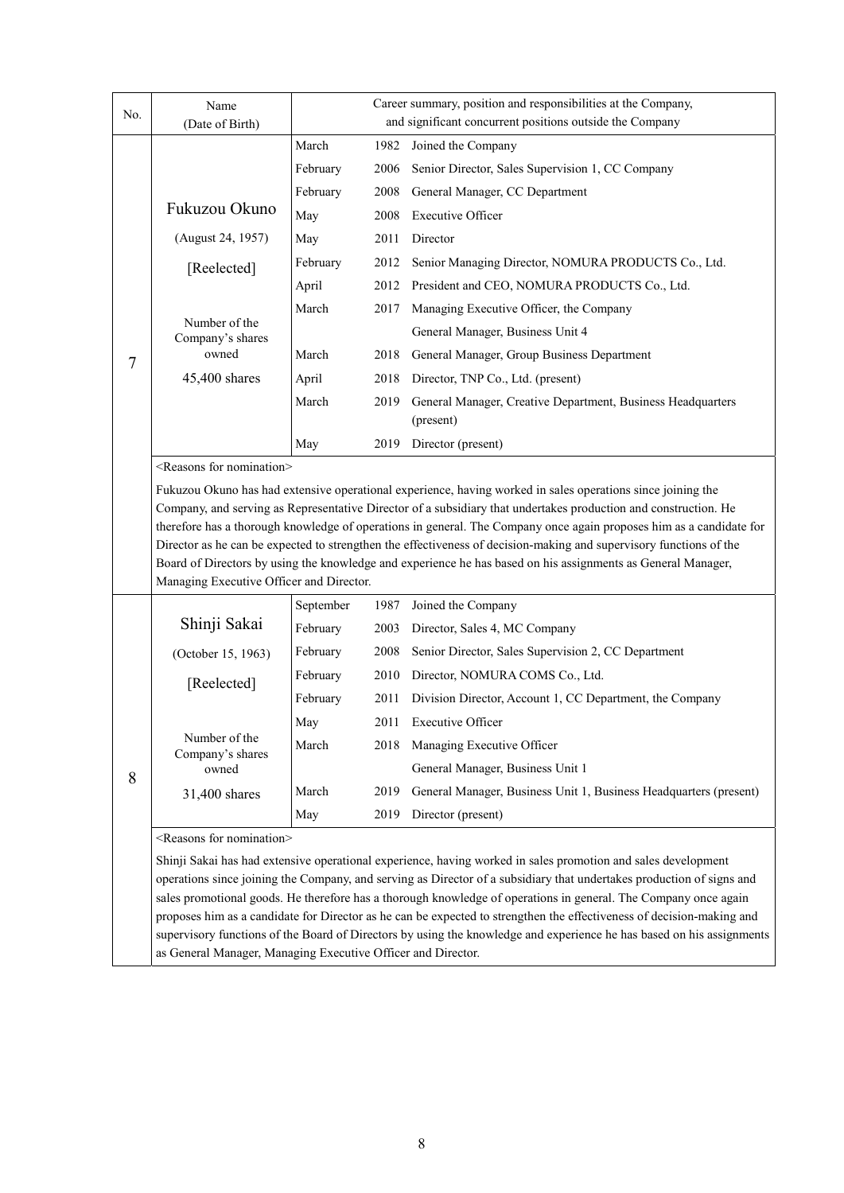| No. | Name (Date of Birth) | Career summary, position and responsibilities at the Company, and significant concurrent positions outside the Company | | |
|---|---|---|---|---|
| 7 | Fukuzou Okuno<br>(August 24, 1957)<br>[Reelected]<br><br>Number of the Company's shares owned<br>45,400 shares | March | 1982 | Joined the Company |
| | | February | 2006 | Senior Director, Sales Supervision 1, CC Company |
| | | February | 2008 | General Manager, CC Department |
| | | May | 2008 | Executive Officer |
| | | May | 2011 | Director |
| | | February | 2012 | Senior Managing Director, NOMURA PRODUCTS Co., Ltd. |
| | | April | 2012 | President and CEO, NOMURA PRODUCTS Co., Ltd. |
| | | March | 2017 | Managing Executive Officer, the Company<br>General Manager, Business Unit 4 |
| | | March | 2018 | General Manager, Group Business Department |
| | | April | 2018 | Director, TNP Co., Ltd. (present) |
| | | March | 2019 | General Manager, Creative Department, Business Headquarters (present) |
| | | May | 2019 | Director (present) |
| | <Reasons for nomination><br>Fukuzou Okuno has had extensive operational experience, having worked in sales operations since joining the Company, and serving as Representative Director of a subsidiary that undertakes production and construction. He therefore has a thorough knowledge of operations in general. The Company once again proposes him as a candidate for Director as he can be expected to strengthen the effectiveness of decision-making and supervisory functions of the Board of Directors by using the knowledge and experience he has based on his assignments as General Manager, Managing Executive Officer and Director. | | | |
| 8 | Shinji Sakai<br>(October 15, 1963)<br>[Reelected]<br><br>Number of the Company's shares owned<br>31,400 shares | September | 1987 | Joined the Company |
| | | February | 2003 | Director, Sales 4, MC Company |
| | | February | 2008 | Senior Director, Sales Supervision 2, CC Department |
| | | February | 2010 | Director, NOMURA COMS Co., Ltd. |
| | | February | 2011 | Division Director, Account 1, CC Department, the Company |
| | | May | 2011 | Executive Officer |
| | | March | 2018 | Managing Executive Officer<br>General Manager, Business Unit 1 |
| | | March | 2019 | General Manager, Business Unit 1, Business Headquarters (present) |
| | | May | 2019 | Director (present) |
| | <Reasons for nomination><br>Shinji Sakai has had extensive operational experience, having worked in sales promotion and sales development operations since joining the Company, and serving as Director of a subsidiary that undertakes production of signs and sales promotional goods. He therefore has a thorough knowledge of operations in general. The Company once again proposes him as a candidate for Director as he can be expected to strengthen the effectiveness of decision-making and supervisory functions of the Board of Directors by using the knowledge and experience he has based on his assignments as General Manager, Managing Executive Officer and Director. | | | |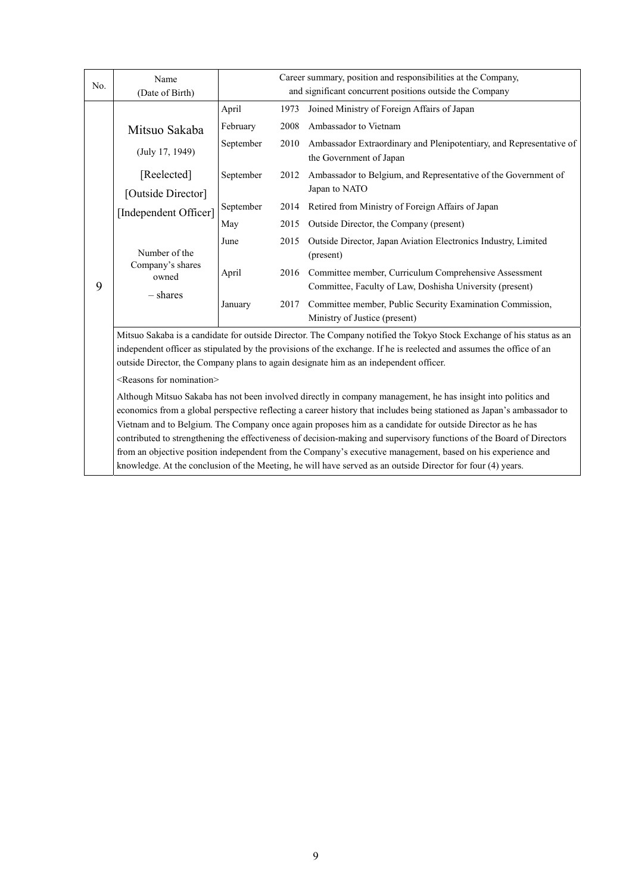| No. | Name (Date of Birth) | Career summary, position and responsibilities at the Company, and significant concurrent positions outside the Company | | |
|---|---|---|---|---|
| 9 | Mitsuo Sakaba<br>(July 17, 1949)<br>[Reelected]<br>[Outside Director]<br>[Independent Officer]<br><br>Number of the Company's shares owned<br>– shares | April | 1973 | Joined Ministry of Foreign Affairs of Japan |
| | | February | 2008 | Ambassador to Vietnam |
| | | September | 2010 | Ambassador Extraordinary and Plenipotentiary, and Representative of the Government of Japan |
| | | September | 2012 | Ambassador to Belgium, and Representative of the Government of Japan to NATO |
| | | September | 2014 | Retired from Ministry of Foreign Affairs of Japan |
| | | May | 2015 | Outside Director, the Company (present) |
| | | June | 2015 | Outside Director, Japan Aviation Electronics Industry, Limited (present) |
| | | April | 2016 | Committee member, Curriculum Comprehensive Assessment Committee, Faculty of Law, Doshisha University (present) |
| | | January | 2017 | Committee member, Public Security Examination Commission, Ministry of Justice (present) |

Mitsuo Sakaba is a candidate for outside Director. The Company notified the Tokyo Stock Exchange of his status as an independent officer as stipulated by the provisions of the exchange. If he is reelected and assumes the office of an outside Director, the Company plans to again designate him as an independent officer.

<Reasons for nomination>

Although Mitsuo Sakaba has not been involved directly in company management, he has insight into politics and economics from a global perspective reflecting a career history that includes being stationed as Japan's ambassador to Vietnam and to Belgium. The Company once again proposes him as a candidate for outside Director as he has contributed to strengthening the effectiveness of decision-making and supervisory functions of the Board of Directors from an objective position independent from the Company's executive management, based on his experience and knowledge. At the conclusion of the Meeting, he will have served as an outside Director for four (4) years.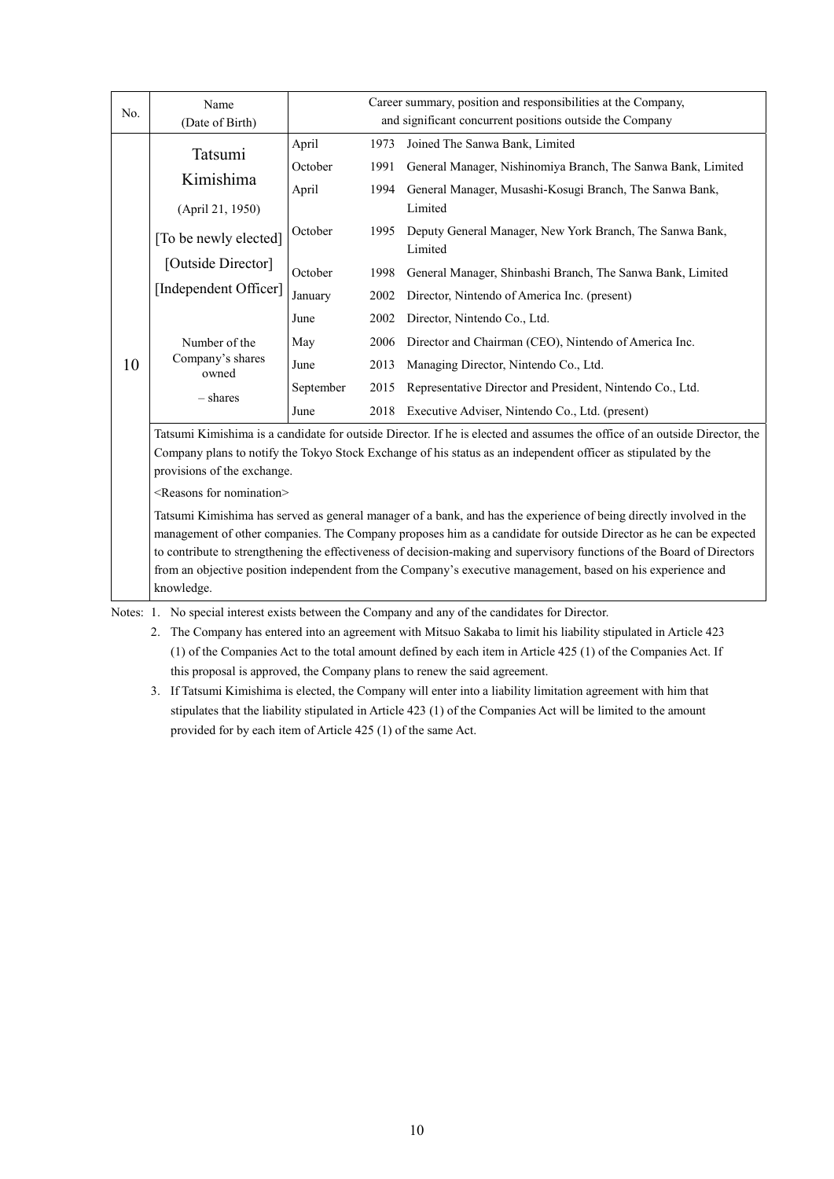| No. | Name (Date of Birth) | Career summary, position and responsibilities at the Company, and significant concurrent positions outside the Company | | |
|---|---|---|---|---|
| 10 | Tatsumi Kimishima (April 21, 1950) [To be newly elected] [Outside Director] [Independent Officer] Number of the Company's shares owned – shares | April | 1973 | Joined The Sanwa Bank, Limited |
| | | October | 1991 | General Manager, Nishinomiya Branch, The Sanwa Bank, Limited |
| | | April | 1994 | General Manager, Musashi-Kosugi Branch, The Sanwa Bank, Limited |
| | | October | 1995 | Deputy General Manager, New York Branch, The Sanwa Bank, Limited |
| | | October | 1998 | General Manager, Shinbashi Branch, The Sanwa Bank, Limited |
| | | January | 2002 | Director, Nintendo of America Inc. (present) |
| | | June | 2002 | Director, Nintendo Co., Ltd. |
| | | May | 2006 | Director and Chairman (CEO), Nintendo of America Inc. |
| | | June | 2013 | Managing Director, Nintendo Co., Ltd. |
| | | September | 2015 | Representative Director and President, Nintendo Co., Ltd. |
| | | June | 2018 | Executive Adviser, Nintendo Co., Ltd. (present) |
| | Tatsumi Kimishima is a candidate for outside Director. If he is elected and assumes the office of an outside Director, the Company plans to notify the Tokyo Stock Exchange of his status as an independent officer as stipulated by the provisions of the exchange. <br><br> <Reasons for nomination> <br><br> Tatsumi Kimishima has served as general manager of a bank, and has the experience of being directly involved in the management of other companies. The Company proposes him as a candidate for outside Director as he can be expected to contribute to strengthening the effectiveness of decision-making and supervisory functions of the Board of Directors from an objective position independent from the Company's executive management, based on his experience and knowledge. | | | |

Notes:
1. No special interest exists between the Company and any of the candidates for Director.
2. The Company has entered into an agreement with Mitsuo Sakaba to limit his liability stipulated in Article 423 (1) of the Companies Act to the total amount defined by each item in Article 425 (1) of the Companies Act. If this proposal is approved, the Company plans to renew the said agreement.
3. If Tatsumi Kimishima is elected, the Company will enter into a liability limitation agreement with him that stipulates that the liability stipulated in Article 423 (1) of the Companies Act will be limited to the amount provided for by each item of Article 425 (1) of the same Act.